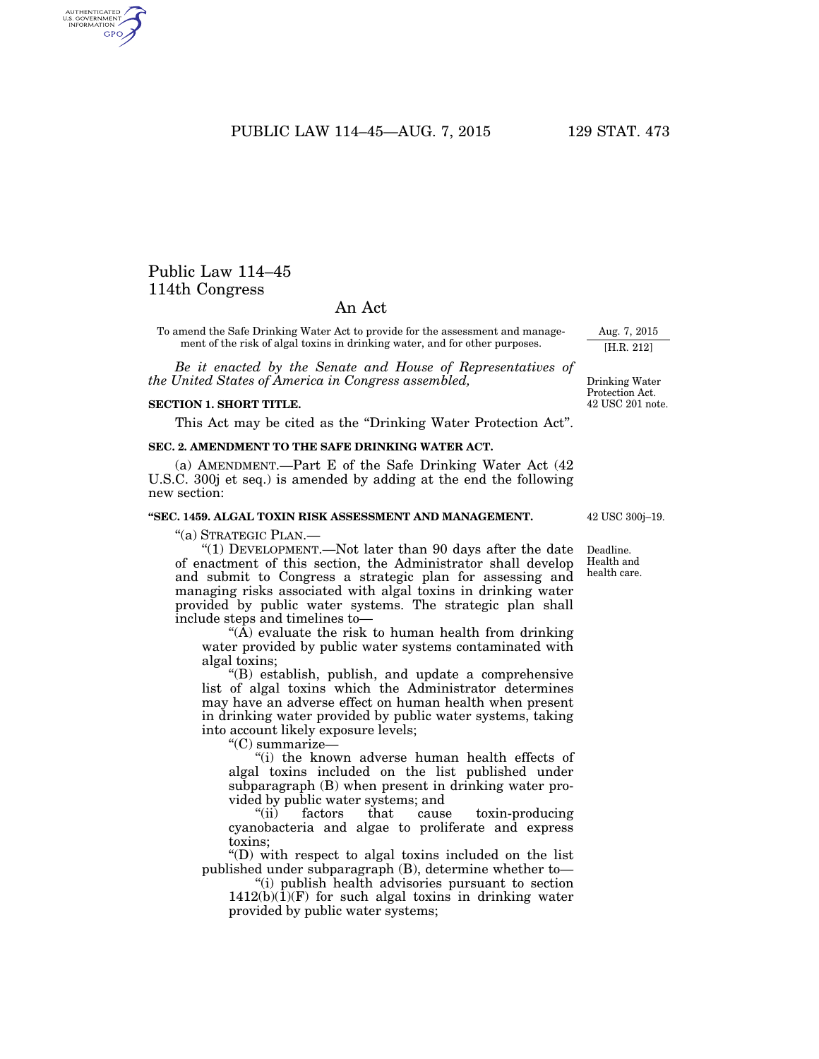# Public Law 114–45
# 114th Congress

## An Act

To amend the Safe Drinking Water Act to provide for the assessment and management of the risk of algal toxins in drinking water, and for other purposes.

Aug. 7, 2015
[H.R. 212]

*Be it enacted by the Senate and House of Representatives of the United States of America in Congress assembled,*

Drinking Water Protection Act.
42 USC 201 note.

**SECTION 1. SHORT TITLE.**

This Act may be cited as the "Drinking Water Protection Act".

**SEC. 2. AMENDMENT TO THE SAFE DRINKING WATER ACT.**

(a) AMENDMENT.—Part E of the Safe Drinking Water Act (42 U.S.C. 300j et seq.) is amended by adding at the end the following new section:

**"SEC. 1459. ALGAL TOXIN RISK ASSESSMENT AND MANAGEMENT.**

42 USC 300j–19.

"(a) STRATEGIC PLAN.—

"(1) DEVELOPMENT.—Not later than 90 days after the date of enactment of this section, the Administrator shall develop and submit to Congress a strategic plan for assessing and managing risks associated with algal toxins in drinking water provided by public water systems. The strategic plan shall include steps and timelines to—

Deadline.
Health and health care.

"(A) evaluate the risk to human health from drinking water provided by public water systems contaminated with algal toxins;

"(B) establish, publish, and update a comprehensive list of algal toxins which the Administrator determines may have an adverse effect on human health when present in drinking water provided by public water systems, taking into account likely exposure levels;

"(C) summarize—

"(i) the known adverse human health effects of algal toxins included on the list published under subparagraph (B) when present in drinking water provided by public water systems; and

"(ii) factors that cause toxin-producing cyanobacteria and algae to proliferate and express toxins;

"(D) with respect to algal toxins included on the list published under subparagraph (B), determine whether to—

"(i) publish health advisories pursuant to section 1412(b)(1)(F) for such algal toxins in drinking water provided by public water systems;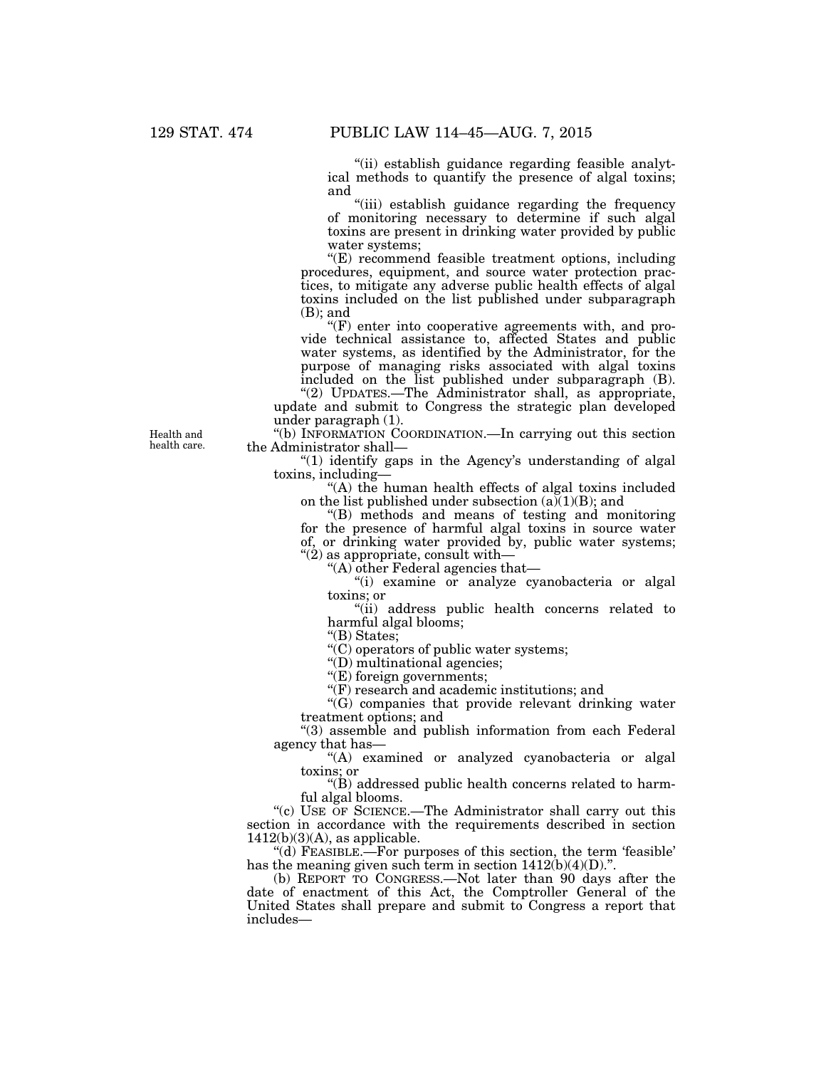"(ii) establish guidance regarding feasible analytical methods to quantify the presence of algal toxins; and

"(iii) establish guidance regarding the frequency of monitoring necessary to determine if such algal toxins are present in drinking water provided by public water systems;

"(E) recommend feasible treatment options, including procedures, equipment, and source water protection practices, to mitigate any adverse public health effects of algal toxins included on the list published under subparagraph (B); and

"(F) enter into cooperative agreements with, and provide technical assistance to, affected States and public water systems, as identified by the Administrator, for the purpose of managing risks associated with algal toxins included on the list published under subparagraph (B).

"(2) UPDATES.—The Administrator shall, as appropriate, update and submit to Congress the strategic plan developed under paragraph (1).

Health and health care.

"(b) INFORMATION COORDINATION.—In carrying out this section the Administrator shall—

"(1) identify gaps in the Agency's understanding of algal toxins, including—

"(A) the human health effects of algal toxins included on the list published under subsection (a)(1)(B); and

"(B) methods and means of testing and monitoring for the presence of harmful algal toxins in source water of, or drinking water provided by, public water systems;

"(2) as appropriate, consult with—

"(A) other Federal agencies that—

"(i) examine or analyze cyanobacteria or algal toxins; or

"(ii) address public health concerns related to harmful algal blooms;

"(B) States;

"(C) operators of public water systems;

"(D) multinational agencies;

"(E) foreign governments;

"(F) research and academic institutions; and

"(G) companies that provide relevant drinking water treatment options; and

"(3) assemble and publish information from each Federal agency that has—

"(A) examined or analyzed cyanobacteria or algal toxins; or

"(B) addressed public health concerns related to harmful algal blooms.

"(c) USE OF SCIENCE.—The Administrator shall carry out this section in accordance with the requirements described in section 1412(b)(3)(A), as applicable.

"(d) FEASIBLE.—For purposes of this section, the term 'feasible' has the meaning given such term in section 1412(b)(4)(D).".

(b) REPORT TO CONGRESS.—Not later than 90 days after the date of enactment of this Act, the Comptroller General of the United States shall prepare and submit to Congress a report that includes—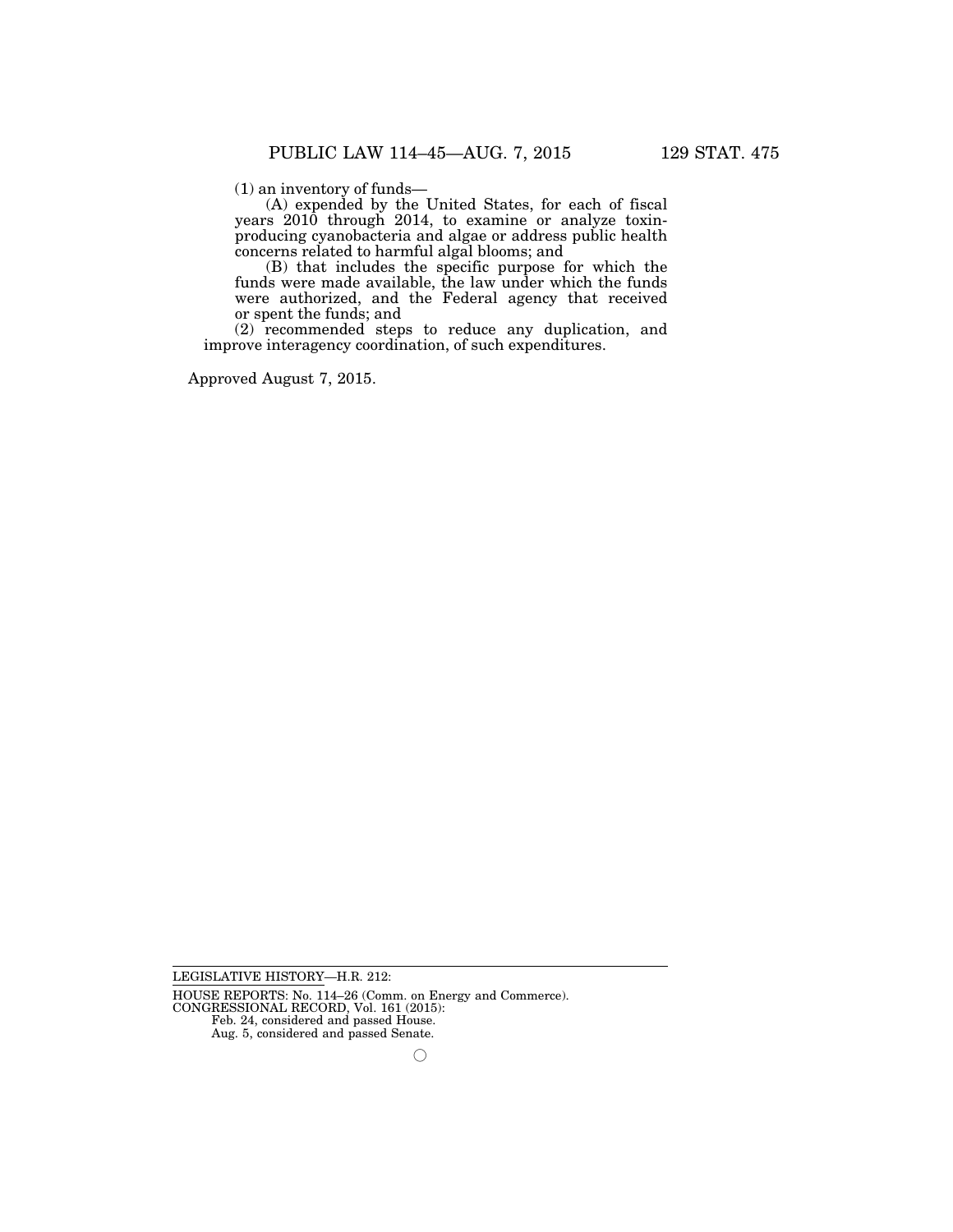(1) an inventory of funds—

(A) expended by the United States, for each of fiscal years 2010 through 2014, to examine or analyze toxin-producing cyanobacteria and algae or address public health concerns related to harmful algal blooms; and

(B) that includes the specific purpose for which the funds were made available, the law under which the funds were authorized, and the Federal agency that received or spent the funds; and

(2) recommended steps to reduce any duplication, and improve interagency coordination, of such expenditures.

Approved August 7, 2015.

LEGISLATIVE HISTORY—H.R. 212:

HOUSE REPORTS: No. 114–26 (Comm. on Energy and Commerce).
CONGRESSIONAL RECORD, Vol. 161 (2015):
Feb. 24, considered and passed House.
Aug. 5, considered and passed Senate.